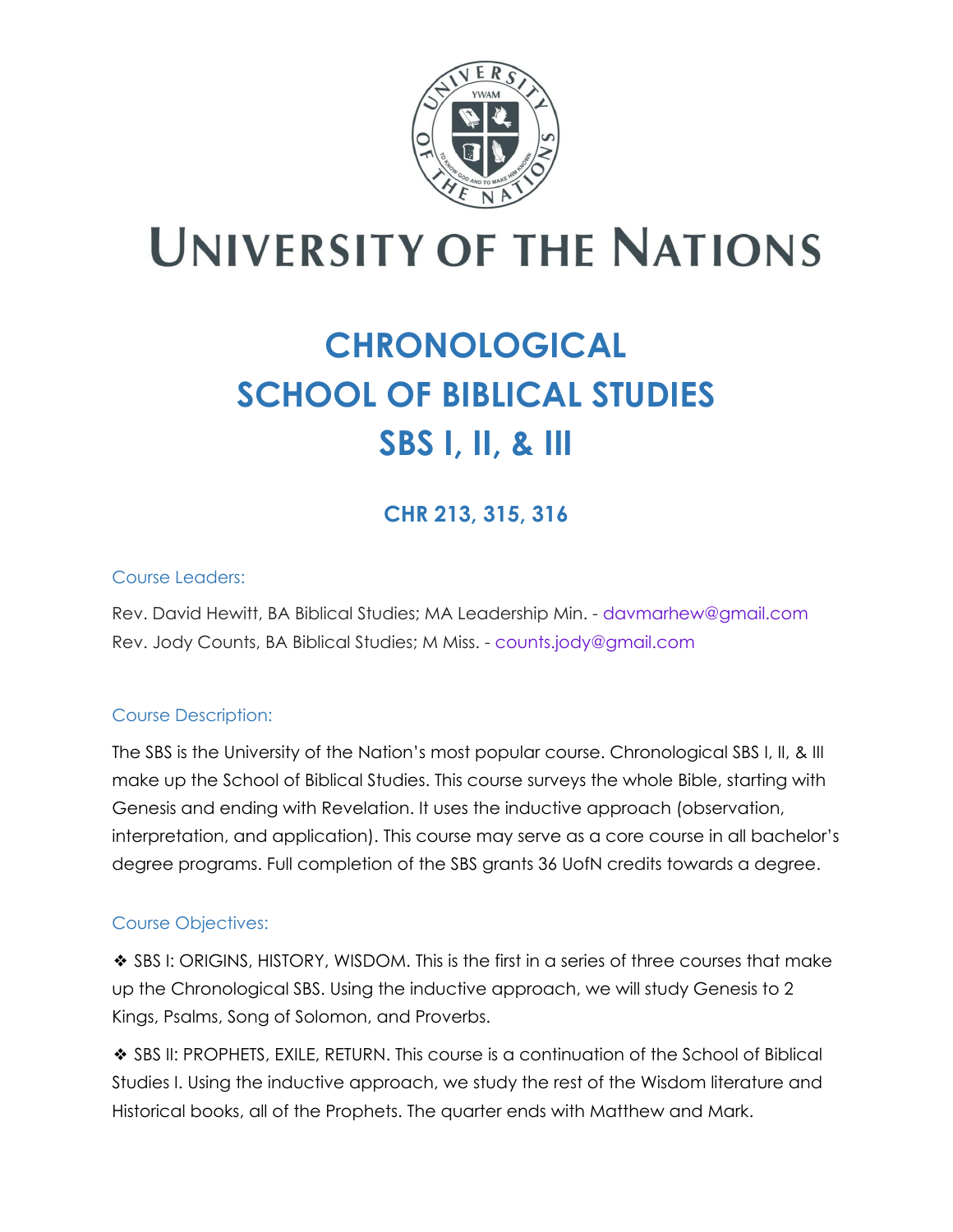# UNIVERSITY OF THE NATIONS

# CHRONOLOGICAL SCHOOL OF BIBLICAL STUDIES SBS I, II, & III

## CHR 213, 315, 316

### Course Leaders:

Rev. David Hewitt, BA Biblical Studies; MA Leadership Min. - davmarhew@gmail.com
Rev. Jody Counts, BA Biblical Studies; M Miss. - counts.jody@gmail.com

### Course Description:

The SBS is the University of the Nation's most popular course. Chronological SBS I, II, & III make up the School of Biblical Studies. This course surveys the whole Bible, starting with Genesis and ending with Revelation. It uses the inductive approach (observation, interpretation, and application). This course may serve as a core course in all bachelor's degree programs. Full completion of the SBS grants 36 UofN credits towards a degree.

### Course Objectives:

❖ SBS I: ORIGINS, HISTORY, WISDOM. This is the first in a series of three courses that make up the Chronological SBS. Using the inductive approach, we will study Genesis to 2 Kings, Psalms, Song of Solomon, and Proverbs.

❖ SBS II: PROPHETS, EXILE, RETURN. This course is a continuation of the School of Biblical Studies I. Using the inductive approach, we study the rest of the Wisdom literature and Historical books, all of the Prophets. The quarter ends with Matthew and Mark.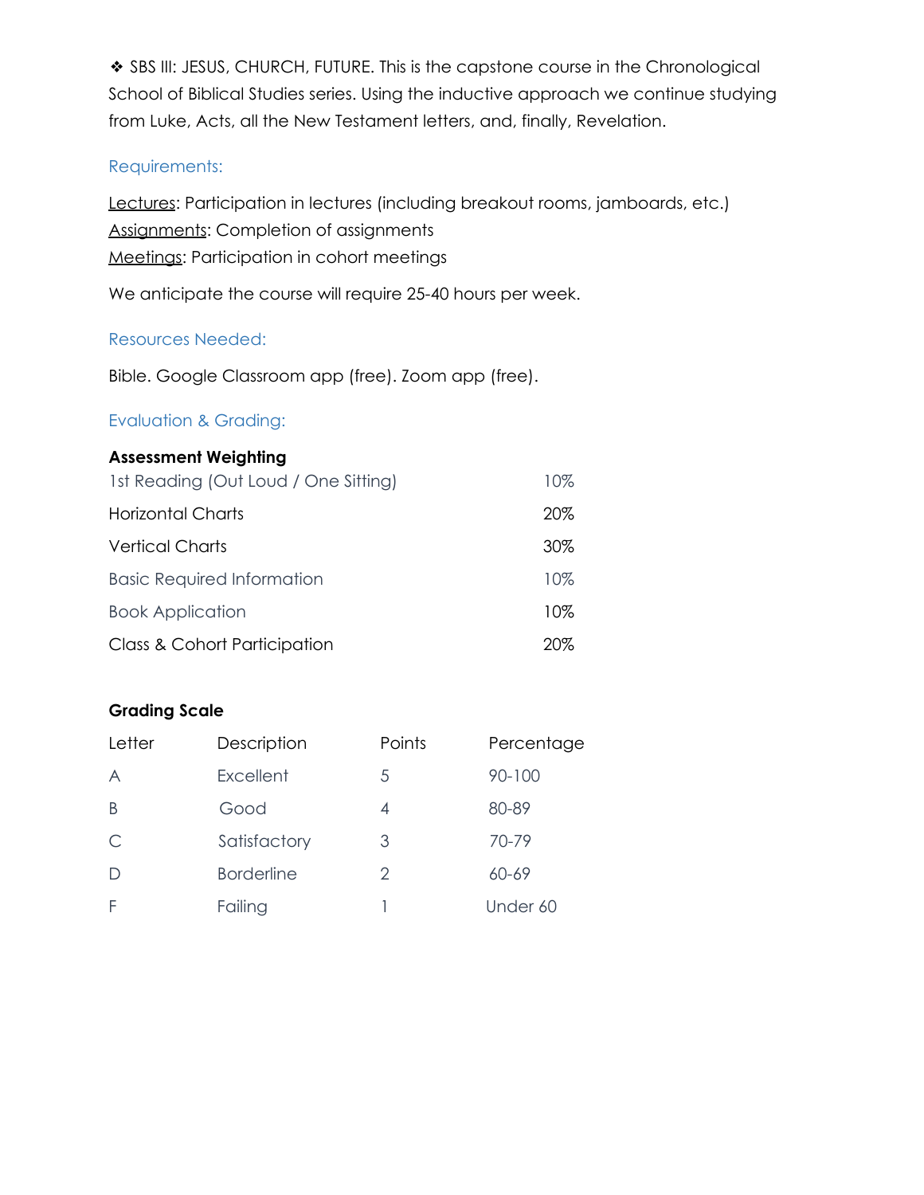❖ SBS III: JESUS, CHURCH, FUTURE. This is the capstone course in the Chronological School of Biblical Studies series. Using the inductive approach we continue studying from Luke, Acts, all the New Testament letters, and, finally, Revelation.

### Requirements:

<u>Lectures</u>: Participation in lectures (including breakout rooms, jamboards, etc.)
<u>Assignments</u>: Completion of assignments
<u>Meetings</u>: Participation in cohort meetings

We anticipate the course will require 25-40 hours per week.

### Resources Needed:

Bible. Google Classroom app (free). Zoom app (free).

### Evaluation & Grading:

**Assessment Weighting**

| | |
|---|---|
| 1st Reading (Out Loud / One Sitting) | 10% |
| Horizontal Charts | 20% |
| Vertical Charts | 30% |
| Basic Required Information | 10% |
| Book Application | 10% |
| Class & Cohort Participation | 20% |

**Grading Scale**

| Letter | Description | Points | Percentage |
|---|---|---|---|
| A | Excellent | 5 | 90-100 |
| B | Good | 4 | 80-89 |
| C | Satisfactory | 3 | 70-79 |
| D | Borderline | 2 | 60-69 |
| F | Failing | 1 | Under 60 |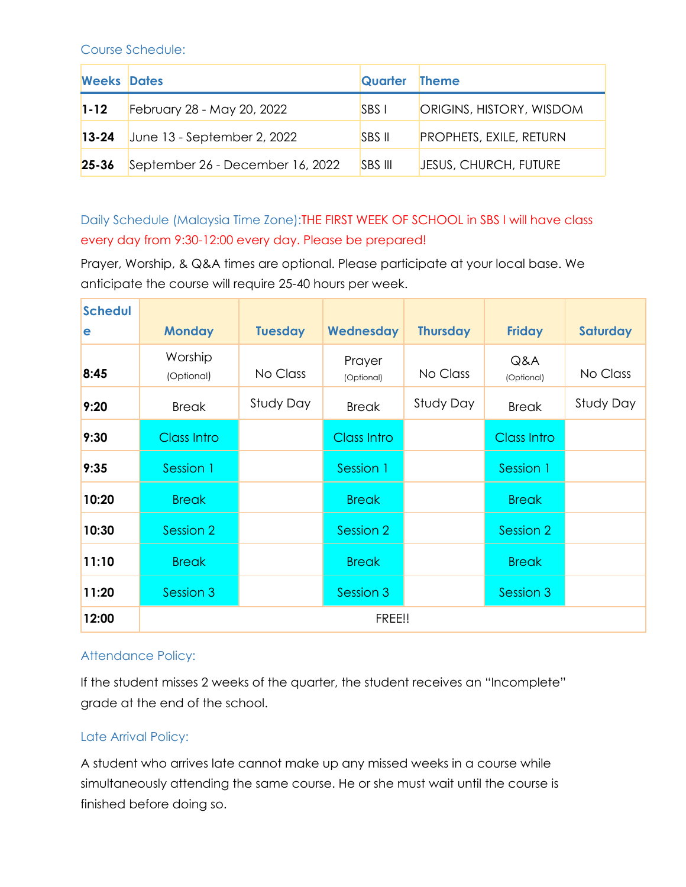### Course Schedule:

| Weeks | Dates | Quarter | Theme |
|---|---|---|---|
| **1-12** | February 28 - May 20, 2022 | SBS I | ORIGINS, HISTORY, WISDOM |
| **13-24** | June 13 - September 2, 2022 | SBS II | PROPHETS, EXILE, RETURN |
| **25-36** | September 26 - December 16, 2022 | SBS III | JESUS, CHURCH, FUTURE |

### Daily Schedule (Malaysia Time Zone):

THE FIRST WEEK OF SCHOOL in SBS I will have class every day from 9:30-12:00 every day. Please be prepared!

Prayer, Worship, & Q&A times are optional. Please participate at your local base. We anticipate the course will require 25-40 hours per week.

| Schedule | Monday | Tuesday | Wednesday | Thursday | Friday | Saturday |
|---|---|---|---|---|---|---|
| **8:45** | Worship (Optional) | No Class | Prayer (Optional) | No Class | Q&A (Optional) | No Class |
| **9:20** | Break | Study Day | Break | Study Day | Break | Study Day |
| **9:30** | Class Intro | | Class Intro | | Class Intro | |
| **9:35** | Session 1 | | Session 1 | | Session 1 | |
| **10:20** | Break | | Break | | Break | |
| **10:30** | Session 2 | | Session 2 | | Session 2 | |
| **11:10** | Break | | Break | | Break | |
| **11:20** | Session 3 | | Session 3 | | Session 3 | |
| **12:00** | FREE!! | | | | | |

### Attendance Policy:

If the student misses 2 weeks of the quarter, the student receives an "Incomplete" grade at the end of the school.

### Late Arrival Policy:

A student who arrives late cannot make up any missed weeks in a course while simultaneously attending the same course. He or she must wait until the course is finished before doing so.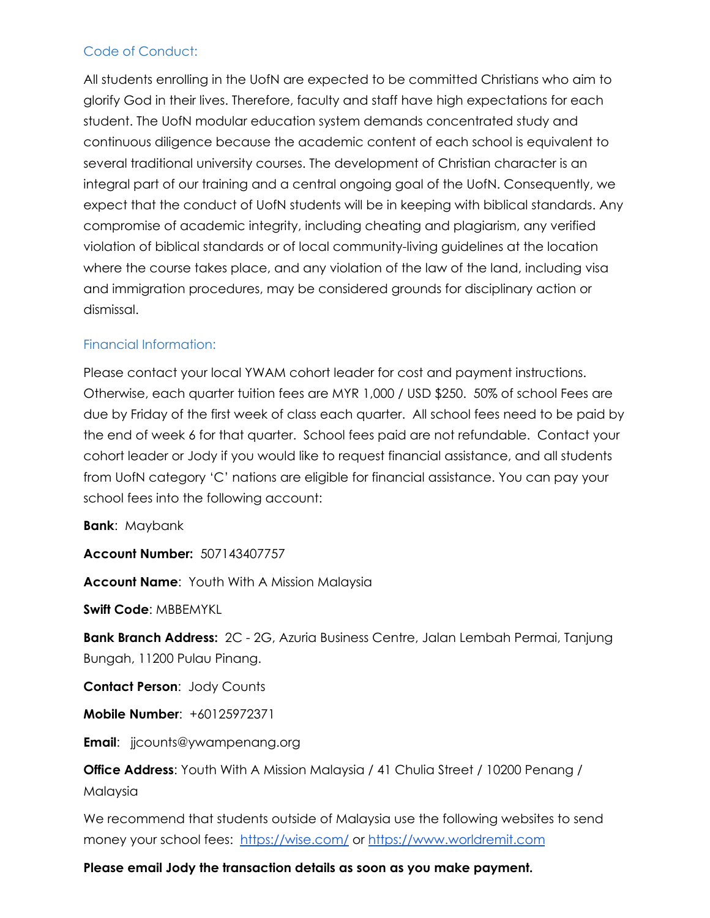## Code of Conduct:

All students enrolling in the UofN are expected to be committed Christians who aim to glorify God in their lives. Therefore, faculty and staff have high expectations for each student. The UofN modular education system demands concentrated study and continuous diligence because the academic content of each school is equivalent to several traditional university courses. The development of Christian character is an integral part of our training and a central ongoing goal of the UofN. Consequently, we expect that the conduct of UofN students will be in keeping with biblical standards. Any compromise of academic integrity, including cheating and plagiarism, any verified violation of biblical standards or of local community-living guidelines at the location where the course takes place, and any violation of the law of the land, including visa and immigration procedures, may be considered grounds for disciplinary action or dismissal.

## Financial Information:

Please contact your local YWAM cohort leader for cost and payment instructions. Otherwise, each quarter tuition fees are MYR 1,000 / USD $250. 50% of school Fees are due by Friday of the first week of class each quarter. All school fees need to be paid by the end of week 6 for that quarter. School fees paid are not refundable. Contact your cohort leader or Jody if you would like to request financial assistance, and all students from UofN category 'C' nations are eligible for financial assistance. You can pay your school fees into the following account:

**Bank**: Maybank

**Account Number:** 507143407757

**Account Name**: Youth With A Mission Malaysia

**Swift Code**: MBBEMYKL

**Bank Branch Address:** 2C - 2G, Azuria Business Centre, Jalan Lembah Permai, Tanjung Bungah, 11200 Pulau Pinang.

**Contact Person**: Jody Counts

**Mobile Number**: +60125972371

**Email**: jjcounts@ywampenang.org

**Office Address**: Youth With A Mission Malaysia / 41 Chulia Street / 10200 Penang / Malaysia

We recommend that students outside of Malaysia use the following websites to send money your school fees: https://wise.com/ or https://www.worldremit.com

**Please email Jody the transaction details as soon as you make payment.**